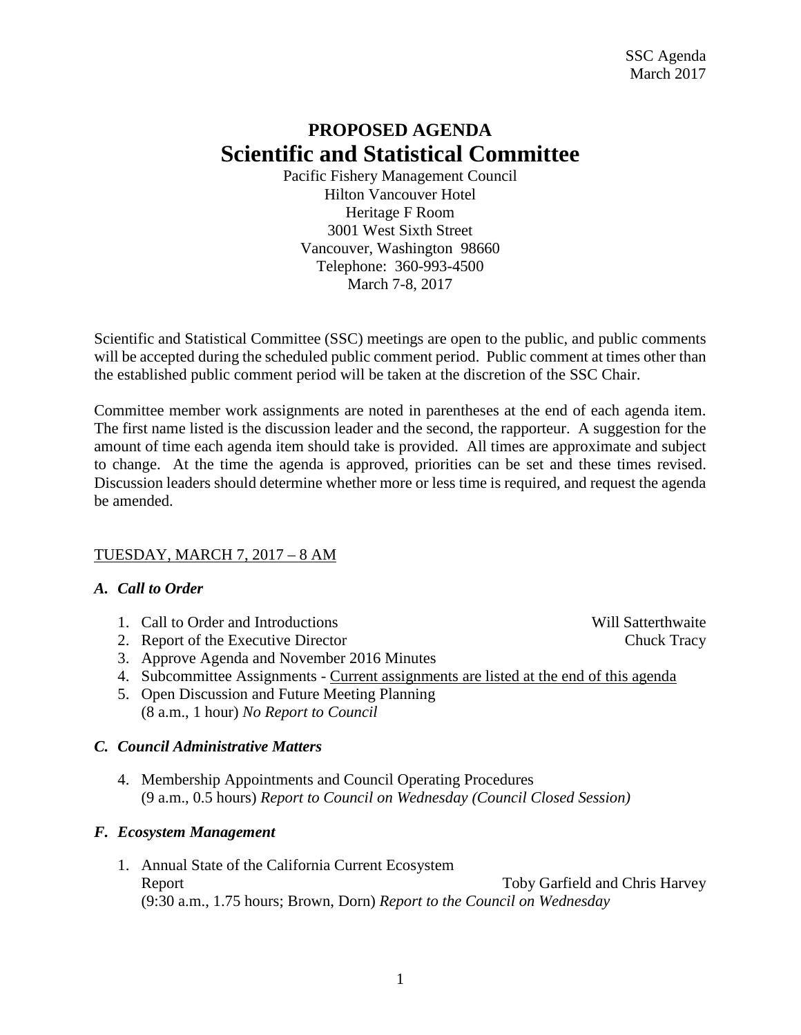SSC Agenda
March 2017

# PROPOSED AGENDA
# Scientific and Statistical Committee

Pacific Fishery Management Council
Hilton Vancouver Hotel
Heritage F Room
3001 West Sixth Street
Vancouver, Washington 98660
Telephone: 360-993-4500
March 7-8, 2017

Scientific and Statistical Committee (SSC) meetings are open to the public, and public comments will be accepted during the scheduled public comment period. Public comment at times other than the established public comment period will be taken at the discretion of the SSC Chair.

Committee member work assignments are noted in parentheses at the end of each agenda item. The first name listed is the discussion leader and the second, the rapporteur. A suggestion for the amount of time each agenda item should take is provided. All times are approximate and subject to change. At the time the agenda is approved, priorities can be set and these times revised. Discussion leaders should determine whether more or less time is required, and request the agenda be amended.

<u>TUESDAY, MARCH 7, 2017 – 8 AM</u>

### *A. Call to Order*

1. Call to Order and Introductions — Will Satterthwaite
2. Report of the Executive Director — Chuck Tracy
3. Approve Agenda and November 2016 Minutes
4. Subcommittee Assignments - <u>Current assignments are listed at the end of this agenda</u>
5. Open Discussion and Future Meeting Planning
   (8 a.m., 1 hour) *No Report to Council*

### *C. Council Administrative Matters*

4. Membership Appointments and Council Operating Procedures
   (9 a.m., 0.5 hours) *Report to Council on Wednesday (Council Closed Session)*

### *F. Ecosystem Management*

1. Annual State of the California Current Ecosystem Report — Toby Garfield and Chris Harvey
   (9:30 a.m., 1.75 hours; Brown, Dorn) *Report to the Council on Wednesday*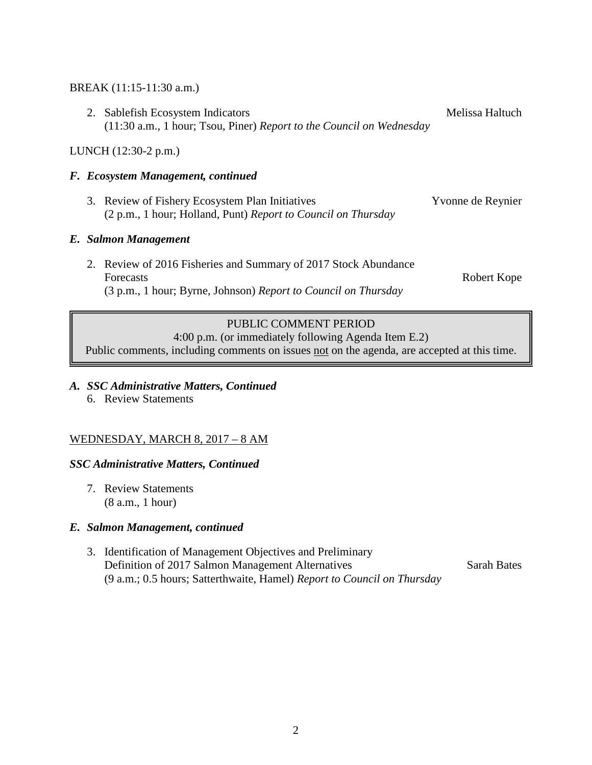BREAK (11:15-11:30 a.m.)

2. Sablefish Ecosystem Indicators — Melissa Haltuch
   (11:30 a.m., 1 hour; Tsou, Piner) *Report to the Council on Wednesday*

LUNCH (12:30-2 p.m.)

### *F. Ecosystem Management, continued*

3. Review of Fishery Ecosystem Plan Initiatives — Yvonne de Reynier
   (2 p.m., 1 hour; Holland, Punt) *Report to Council on Thursday*

### *E. Salmon Management*

2. Review of 2016 Fisheries and Summary of 2017 Stock Abundance Forecasts — Robert Kope
   (3 p.m., 1 hour; Byrne, Johnson) *Report to Council on Thursday*

> PUBLIC COMMENT PERIOD
> 4:00 p.m. (or immediately following Agenda Item E.2)
> Public comments, including comments on issues not on the agenda, are accepted at this time.

### *A. SSC Administrative Matters, Continued*

6. Review Statements

WEDNESDAY, MARCH 8, 2017 – 8 AM

### *SSC Administrative Matters, Continued*

7. Review Statements
   (8 a.m., 1 hour)

### *E. Salmon Management, continued*

3. Identification of Management Objectives and Preliminary Definition of 2017 Salmon Management Alternatives — Sarah Bates
   (9 a.m.; 0.5 hours; Satterthwaite, Hamel) *Report to Council on Thursday*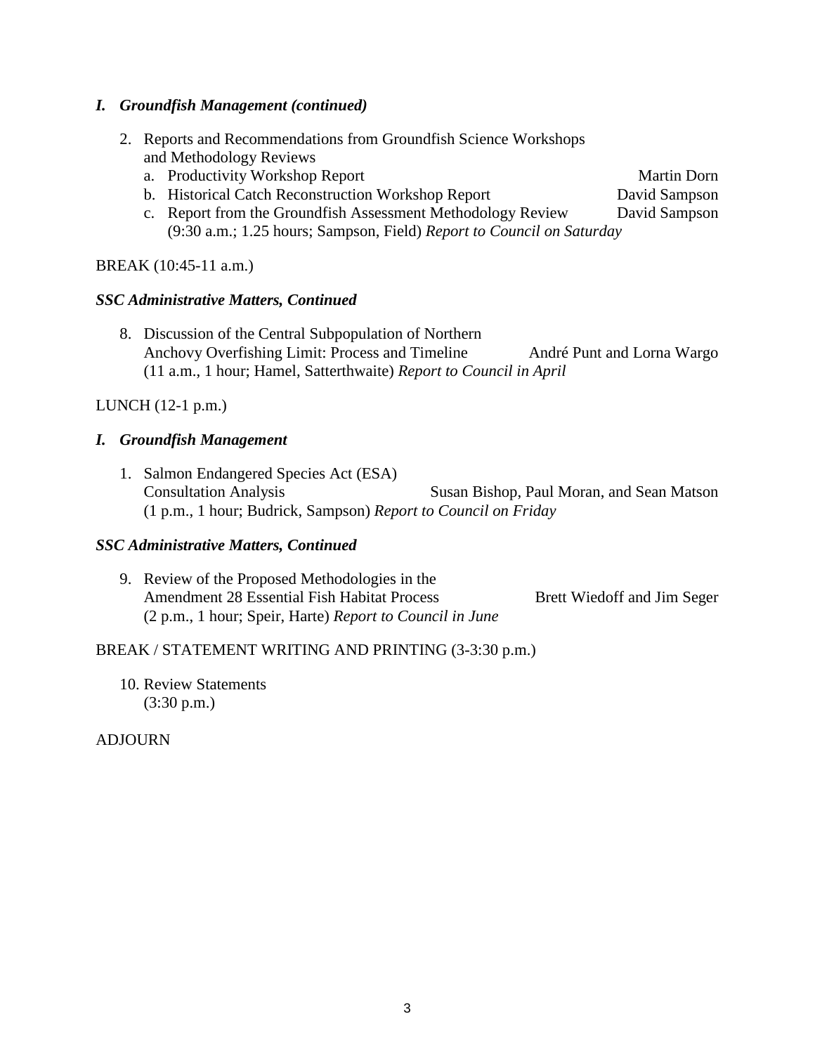### *I. Groundfish Management (continued)*

2. Reports and Recommendations from Groundfish Science Workshops and Methodology Reviews
   a. Productivity Workshop Report — Martin Dorn
   b. Historical Catch Reconstruction Workshop Report — David Sampson
   c. Report from the Groundfish Assessment Methodology Review — David Sampson
   (9:30 a.m.; 1.25 hours; Sampson, Field) *Report to Council on Saturday*

BREAK (10:45-11 a.m.)

### *SSC Administrative Matters, Continued*

8. Discussion of the Central Subpopulation of Northern Anchovy Overfishing Limit: Process and Timeline — André Punt and Lorna Wargo
   (11 a.m., 1 hour; Hamel, Satterthwaite) *Report to Council in April*

LUNCH (12-1 p.m.)

### *I. Groundfish Management*

1. Salmon Endangered Species Act (ESA) Consultation Analysis — Susan Bishop, Paul Moran, and Sean Matson
   (1 p.m., 1 hour; Budrick, Sampson) *Report to Council on Friday*

### *SSC Administrative Matters, Continued*

9. Review of the Proposed Methodologies in the Amendment 28 Essential Fish Habitat Process — Brett Wiedoff and Jim Seger
   (2 p.m., 1 hour; Speir, Harte) *Report to Council in June*

BREAK / STATEMENT WRITING AND PRINTING (3-3:30 p.m.)

10. Review Statements
    (3:30 p.m.)

ADJOURN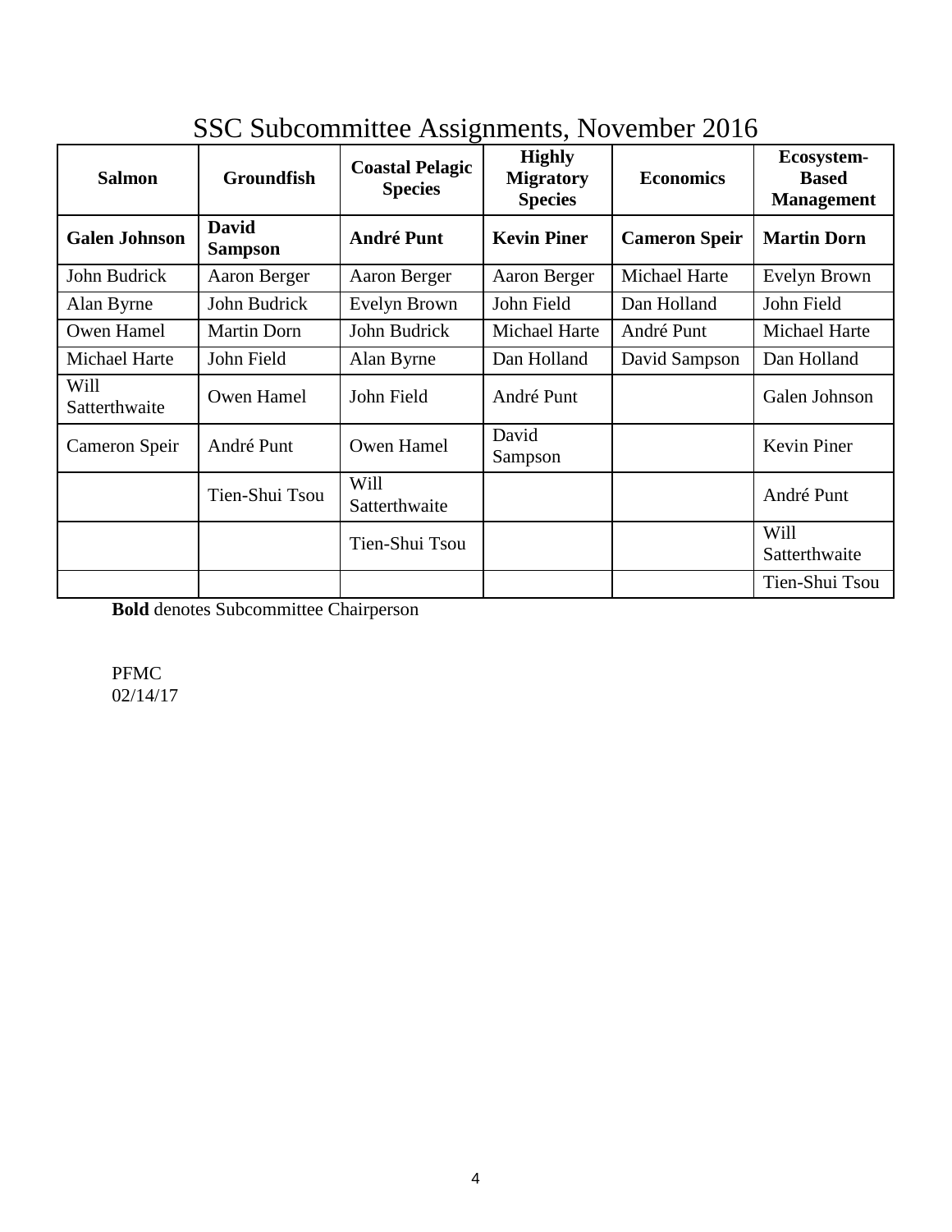# SSC Subcommittee Assignments, November 2016

| Salmon | Groundfish | Coastal Pelagic Species | Highly Migratory Species | Economics | Ecosystem-Based Management |
|---|---|---|---|---|---|
| **Galen Johnson** | **David Sampson** | **André Punt** | **Kevin Piner** | **Cameron Speir** | **Martin Dorn** |
| John Budrick | Aaron Berger | Aaron Berger | Aaron Berger | Michael Harte | Evelyn Brown |
| Alan Byrne | John Budrick | Evelyn Brown | John Field | Dan Holland | John Field |
| Owen Hamel | Martin Dorn | John Budrick | Michael Harte | André Punt | Michael Harte |
| Michael Harte | John Field | Alan Byrne | Dan Holland | David Sampson | Dan Holland |
| Will Satterthwaite | Owen Hamel | John Field | André Punt | | Galen Johnson |
| Cameron Speir | André Punt | Owen Hamel | David Sampson | | Kevin Piner |
| | Tien-Shui Tsou | Will Satterthwaite | | | André Punt |
| | | Tien-Shui Tsou | | | Will Satterthwaite |
| | | | | | Tien-Shui Tsou |

**Bold** denotes Subcommittee Chairperson

PFMC
02/14/17